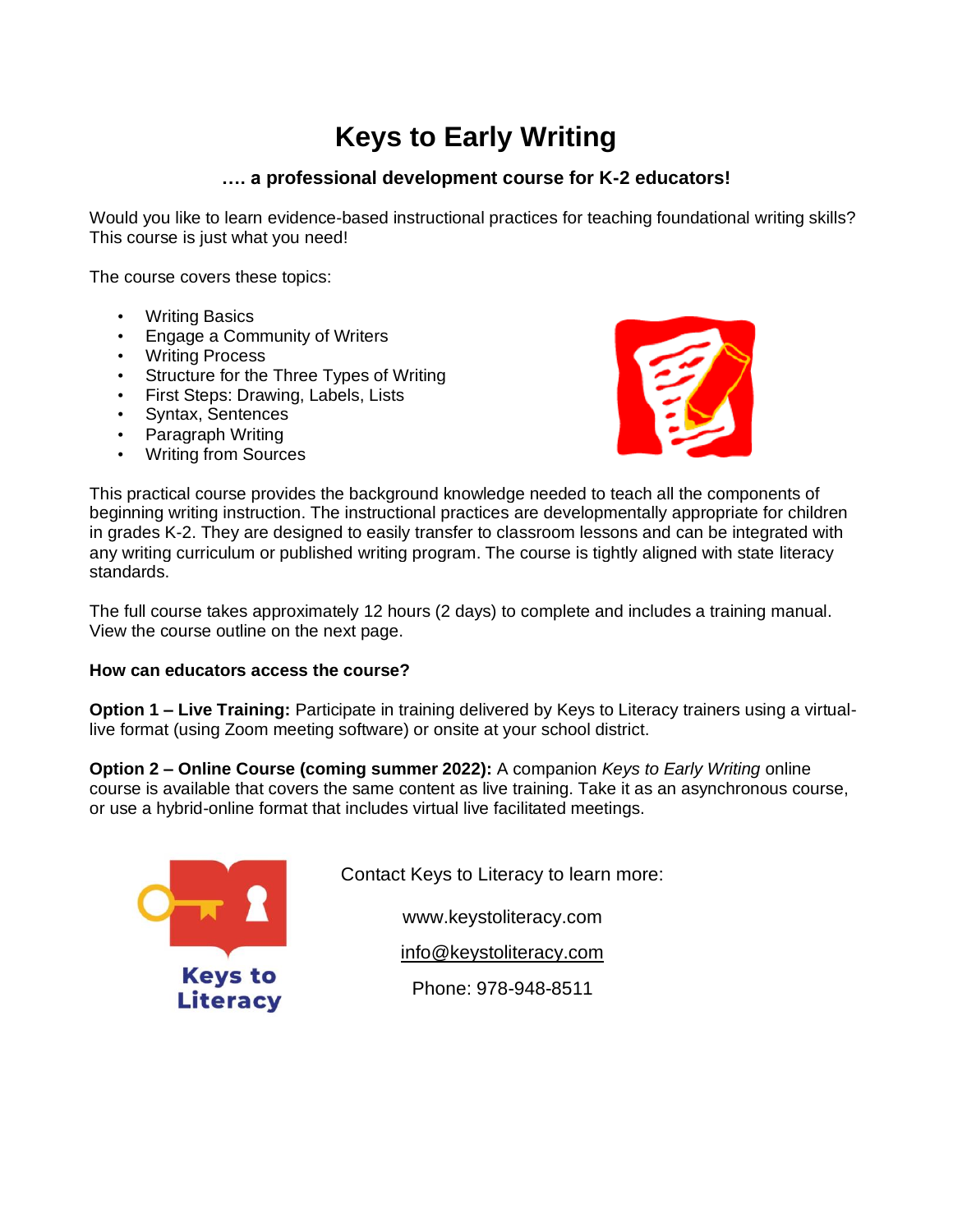# Keys to Early Writing

### …. a professional development course for K-2 educators!

Would you like to learn evidence-based instructional practices for teaching foundational writing skills? This course is just what you need!

The course covers these topics:

- Writing Basics
- Engage a Community of Writers
- Writing Process
- Structure for the Three Types of Writing
- First Steps: Drawing, Labels, Lists
- Syntax, Sentences
- Paragraph Writing
- Writing from Sources

This practical course provides the background knowledge needed to teach all the components of beginning writing instruction. The instructional practices are developmentally appropriate for children in grades K-2. They are designed to easily transfer to classroom lessons and can be integrated with any writing curriculum or published writing program. The course is tightly aligned with state literacy standards.

The full course takes approximately 12 hours (2 days) to complete and includes a training manual. View the course outline on the next page.

**How can educators access the course?**

**Option 1 – Live Training:** Participate in training delivered by Keys to Literacy trainers using a virtual-live format (using Zoom meeting software) or onsite at your school district.

**Option 2 – Online Course (coming summer 2022):** A companion *Keys to Early Writing* online course is available that covers the same content as live training. Take it as an asynchronous course, or use a hybrid-online format that includes virtual live facilitated meetings.

Keys to Literacy

Contact Keys to Literacy to learn more:

www.keystoliteracy.com

info@keystoliteracy.com

Phone: 978-948-8511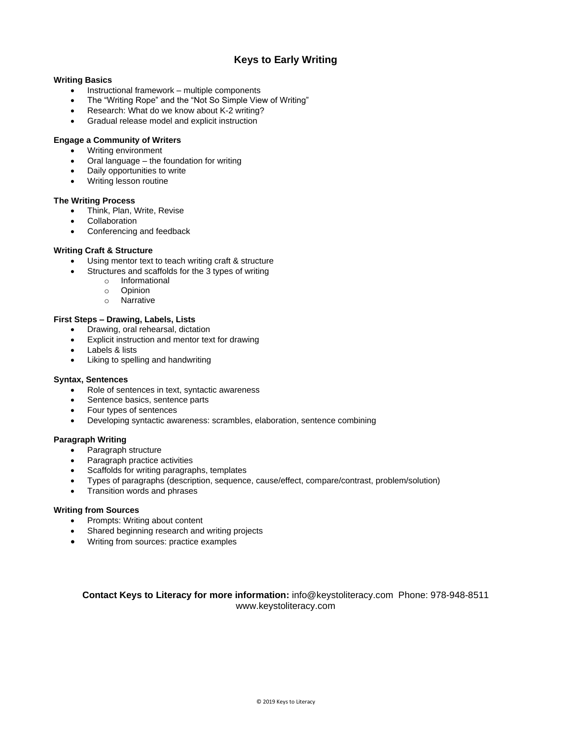# Keys to Early Writing

**Writing Basics**

- Instructional framework – multiple components
- The "Writing Rope" and the "Not So Simple View of Writing"
- Research: What do we know about K-2 writing?
- Gradual release model and explicit instruction

**Engage a Community of Writers**

- Writing environment
- Oral language – the foundation for writing
- Daily opportunities to write
- Writing lesson routine

**The Writing Process**

- Think, Plan, Write, Revise
- Collaboration
- Conferencing and feedback

**Writing Craft & Structure**

- Using mentor text to teach writing craft & structure
- Structures and scaffolds for the 3 types of writing
  - Informational
  - Opinion
  - Narrative

**First Steps – Drawing, Labels, Lists**

- Drawing, oral rehearsal, dictation
- Explicit instruction and mentor text for drawing
- Labels & lists
- Liking to spelling and handwriting

**Syntax, Sentences**

- Role of sentences in text, syntactic awareness
- Sentence basics, sentence parts
- Four types of sentences
- Developing syntactic awareness: scrambles, elaboration, sentence combining

**Paragraph Writing**

- Paragraph structure
- Paragraph practice activities
- Scaffolds for writing paragraphs, templates
- Types of paragraphs (description, sequence, cause/effect, compare/contrast, problem/solution)
- Transition words and phrases

**Writing from Sources**

- Prompts: Writing about content
- Shared beginning research and writing projects
- Writing from sources: practice examples

**Contact Keys to Literacy for more information:** info@keystoliteracy.com Phone: 978-948-8511
www.keystoliteracy.com

© 2019 Keys to Literacy